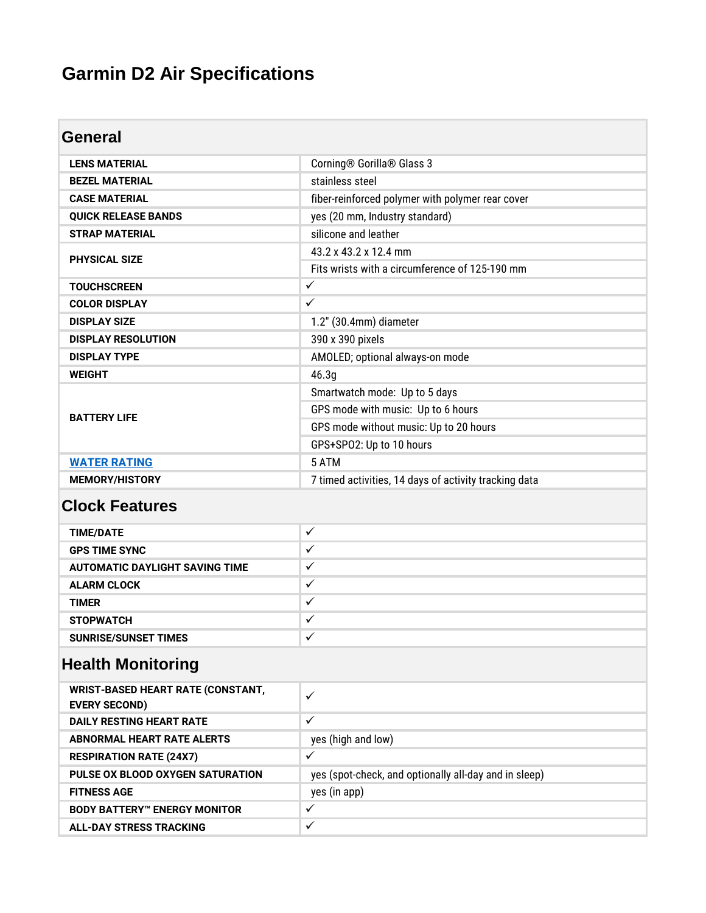# Garmin D2 Air Specifications

## General

| | |
|---|---|
| **LENS MATERIAL** | Corning® Gorilla® Glass 3 |
| **BEZEL MATERIAL** | stainless steel |
| **CASE MATERIAL** | fiber-reinforced polymer with polymer rear cover |
| **QUICK RELEASE BANDS** | yes (20 mm, Industry standard) |
| **STRAP MATERIAL** | silicone and leather |
| **PHYSICAL SIZE** | 43.2 x 43.2 x 12.4 mm |
| | Fits wrists with a circumference of 125-190 mm |
| **TOUCHSCREEN** | ✓ |
| **COLOR DISPLAY** | ✓ |
| **DISPLAY SIZE** | 1.2" (30.4mm) diameter |
| **DISPLAY RESOLUTION** | 390 x 390 pixels |
| **DISPLAY TYPE** | AMOLED; optional always-on mode |
| **WEIGHT** | 46.3g |
| **BATTERY LIFE** | Smartwatch mode: Up to 5 days |
| | GPS mode with music: Up to 6 hours |
| | GPS mode without music: Up to 20 hours |
| | GPS+SPO2: Up to 10 hours |
| **WATER RATING** | 5 ATM |
| **MEMORY/HISTORY** | 7 timed activities, 14 days of activity tracking data |

## Clock Features

| | |
|---|---|
| **TIME/DATE** | ✓ |
| **GPS TIME SYNC** | ✓ |
| **AUTOMATIC DAYLIGHT SAVING TIME** | ✓ |
| **ALARM CLOCK** | ✓ |
| **TIMER** | ✓ |
| **STOPWATCH** | ✓ |
| **SUNRISE/SUNSET TIMES** | ✓ |

## Health Monitoring

| | |
|---|---|
| **WRIST-BASED HEART RATE (CONSTANT, EVERY SECOND)** | ✓ |
| **DAILY RESTING HEART RATE** | ✓ |
| **ABNORMAL HEART RATE ALERTS** | yes (high and low) |
| **RESPIRATION RATE (24X7)** | ✓ |
| **PULSE OX BLOOD OXYGEN SATURATION** | yes (spot-check, and optionally all-day and in sleep) |
| **FITNESS AGE** | yes (in app) |
| **BODY BATTERY™ ENERGY MONITOR** | ✓ |
| **ALL-DAY STRESS TRACKING** | ✓ |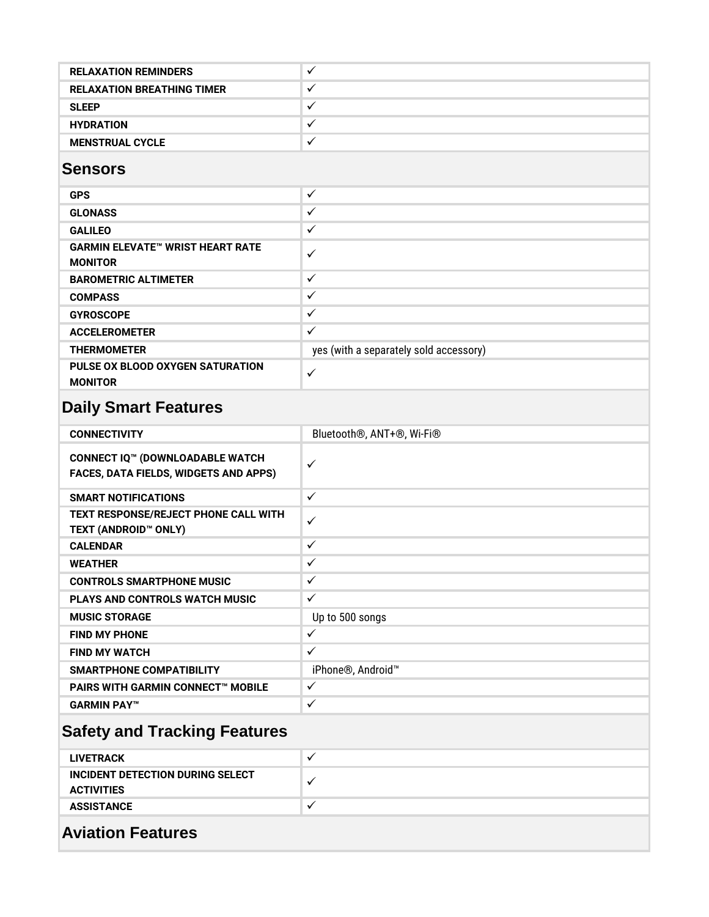| | |
|---|---|
| **RELAXATION REMINDERS** | ✓ |
| **RELAXATION BREATHING TIMER** | ✓ |
| **SLEEP** | ✓ |
| **HYDRATION** | ✓ |
| **MENSTRUAL CYCLE** | ✓ |

## Sensors

| | |
|---|---|
| **GPS** | ✓ |
| **GLONASS** | ✓ |
| **GALILEO** | ✓ |
| **GARMIN ELEVATE™ WRIST HEART RATE MONITOR** | ✓ |
| **BAROMETRIC ALTIMETER** | ✓ |
| **COMPASS** | ✓ |
| **GYROSCOPE** | ✓ |
| **ACCELEROMETER** | ✓ |
| **THERMOMETER** | yes (with a separately sold accessory) |
| **PULSE OX BLOOD OXYGEN SATURATION MONITOR** | ✓ |

## Daily Smart Features

| | |
|---|---|
| **CONNECTIVITY** | Bluetooth®, ANT+®, Wi-Fi® |
| **CONNECT IQ™ (DOWNLOADABLE WATCH FACES, DATA FIELDS, WIDGETS AND APPS)** | ✓ |
| **SMART NOTIFICATIONS** | ✓ |
| **TEXT RESPONSE/REJECT PHONE CALL WITH TEXT (ANDROID™ ONLY)** | ✓ |
| **CALENDAR** | ✓ |
| **WEATHER** | ✓ |
| **CONTROLS SMARTPHONE MUSIC** | ✓ |
| **PLAYS AND CONTROLS WATCH MUSIC** | ✓ |
| **MUSIC STORAGE** | Up to 500 songs |
| **FIND MY PHONE** | ✓ |
| **FIND MY WATCH** | ✓ |
| **SMARTPHONE COMPATIBILITY** | iPhone®, Android™ |
| **PAIRS WITH GARMIN CONNECT™ MOBILE** | ✓ |
| **GARMIN PAY™** | ✓ |

## Safety and Tracking Features

| | |
|---|---|
| **LIVETRACK** | ✓ |
| **INCIDENT DETECTION DURING SELECT ACTIVITIES** | ✓ |
| **ASSISTANCE** | ✓ |

## Aviation Features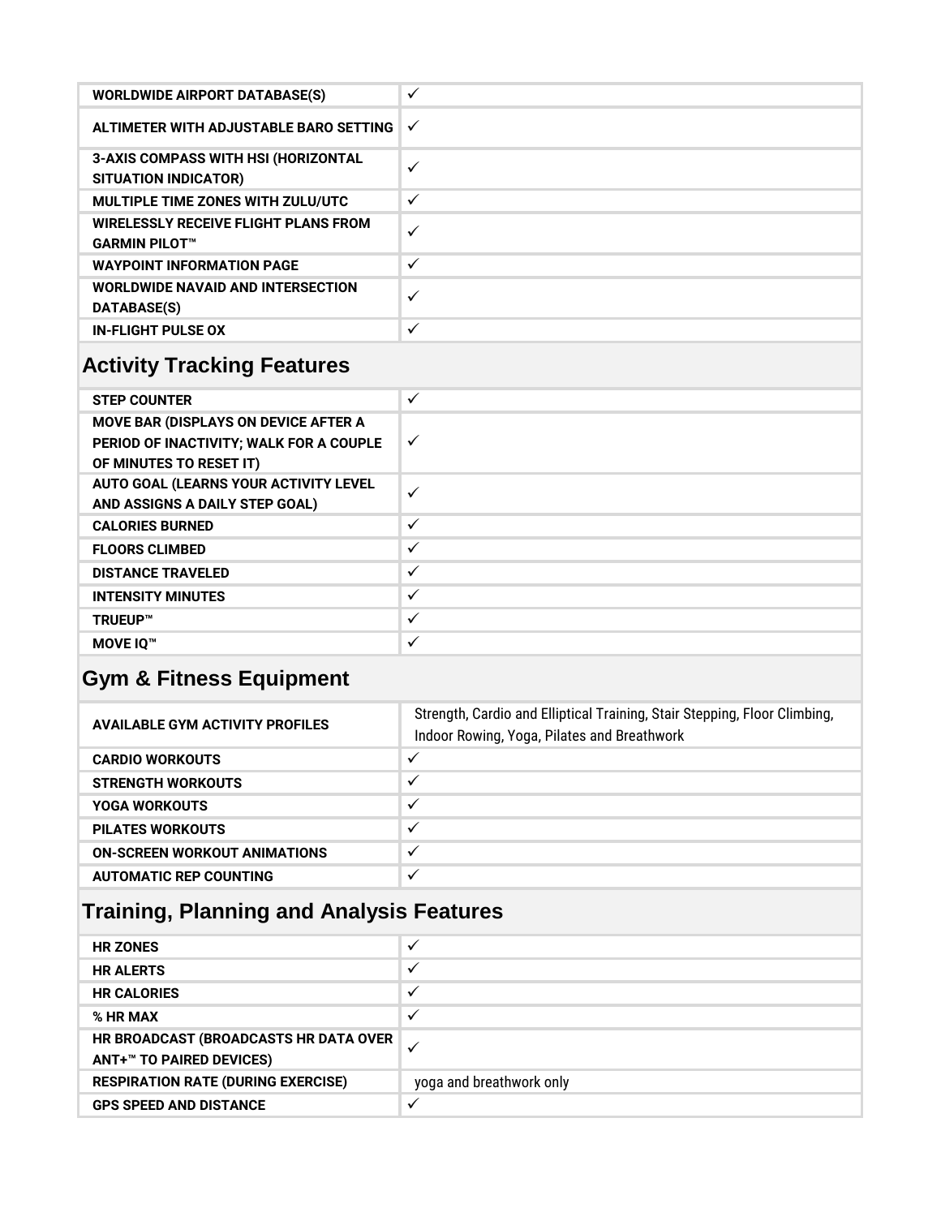| | |
|---|---|
| **WORLDWIDE AIRPORT DATABASE(S)** | ✓ |
| **ALTIMETER WITH ADJUSTABLE BARO SETTING** | ✓ |
| **3-AXIS COMPASS WITH HSI (HORIZONTAL SITUATION INDICATOR)** | ✓ |
| **MULTIPLE TIME ZONES WITH ZULU/UTC** | ✓ |
| **WIRELESSLY RECEIVE FLIGHT PLANS FROM GARMIN PILOT™** | ✓ |
| **WAYPOINT INFORMATION PAGE** | ✓ |
| **WORLDWIDE NAVAID AND INTERSECTION DATABASE(S)** | ✓ |
| **IN-FLIGHT PULSE OX** | ✓ |

## Activity Tracking Features

| | |
|---|---|
| **STEP COUNTER** | ✓ |
| **MOVE BAR (DISPLAYS ON DEVICE AFTER A PERIOD OF INACTIVITY; WALK FOR A COUPLE OF MINUTES TO RESET IT)** | ✓ |
| **AUTO GOAL (LEARNS YOUR ACTIVITY LEVEL AND ASSIGNS A DAILY STEP GOAL)** | ✓ |
| **CALORIES BURNED** | ✓ |
| **FLOORS CLIMBED** | ✓ |
| **DISTANCE TRAVELED** | ✓ |
| **INTENSITY MINUTES** | ✓ |
| **TRUEUP™** | ✓ |
| **MOVE IQ™** | ✓ |

## Gym & Fitness Equipment

| | |
|---|---|
| **AVAILABLE GYM ACTIVITY PROFILES** | Strength, Cardio and Elliptical Training, Stair Stepping, Floor Climbing, Indoor Rowing, Yoga, Pilates and Breathwork |
| **CARDIO WORKOUTS** | ✓ |
| **STRENGTH WORKOUTS** | ✓ |
| **YOGA WORKOUTS** | ✓ |
| **PILATES WORKOUTS** | ✓ |
| **ON-SCREEN WORKOUT ANIMATIONS** | ✓ |
| **AUTOMATIC REP COUNTING** | ✓ |

## Training, Planning and Analysis Features

| | |
|---|---|
| **HR ZONES** | ✓ |
| **HR ALERTS** | ✓ |
| **HR CALORIES** | ✓ |
| **% HR MAX** | ✓ |
| **HR BROADCAST (BROADCASTS HR DATA OVER ANT+™ TO PAIRED DEVICES)** | ✓ |
| **RESPIRATION RATE (DURING EXERCISE)** | yoga and breathwork only |
| **GPS SPEED AND DISTANCE** | ✓ |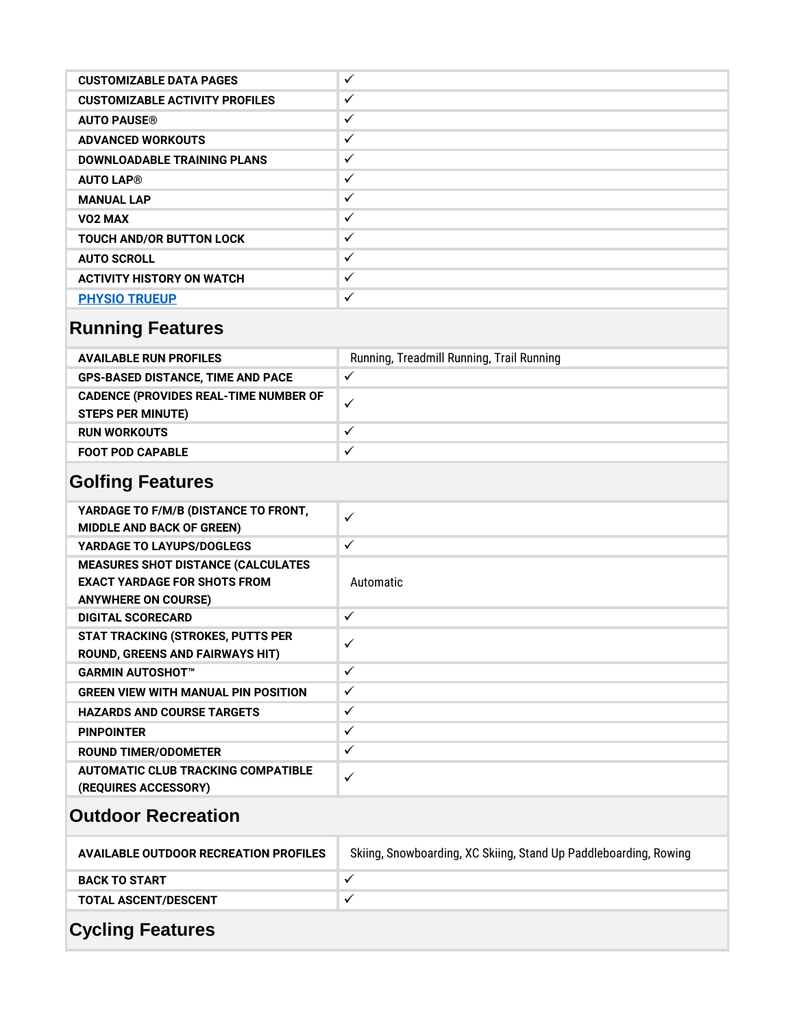| | |
|---|---|
| **CUSTOMIZABLE DATA PAGES** | ✓ |
| **CUSTOMIZABLE ACTIVITY PROFILES** | ✓ |
| **AUTO PAUSE®** | ✓ |
| **ADVANCED WORKOUTS** | ✓ |
| **DOWNLOADABLE TRAINING PLANS** | ✓ |
| **AUTO LAP®** | ✓ |
| **MANUAL LAP** | ✓ |
| **VO2 MAX** | ✓ |
| **TOUCH AND/OR BUTTON LOCK** | ✓ |
| **AUTO SCROLL** | ✓ |
| **ACTIVITY HISTORY ON WATCH** | ✓ |
| **PHYSIO TRUEUP** | ✓ |

## Running Features

| | |
|---|---|
| **AVAILABLE RUN PROFILES** | Running, Treadmill Running, Trail Running |
| **GPS-BASED DISTANCE, TIME AND PACE** | ✓ |
| **CADENCE (PROVIDES REAL-TIME NUMBER OF STEPS PER MINUTE)** | ✓ |
| **RUN WORKOUTS** | ✓ |
| **FOOT POD CAPABLE** | ✓ |

## Golfing Features

| | |
|---|---|
| **YARDAGE TO F/M/B (DISTANCE TO FRONT, MIDDLE AND BACK OF GREEN)** | ✓ |
| **YARDAGE TO LAYUPS/DOGLEGS** | ✓ |
| **MEASURES SHOT DISTANCE (CALCULATES EXACT YARDAGE FOR SHOTS FROM ANYWHERE ON COURSE)** | Automatic |
| **DIGITAL SCORECARD** | ✓ |
| **STAT TRACKING (STROKES, PUTTS PER ROUND, GREENS AND FAIRWAYS HIT)** | ✓ |
| **GARMIN AUTOSHOT™** | ✓ |
| **GREEN VIEW WITH MANUAL PIN POSITION** | ✓ |
| **HAZARDS AND COURSE TARGETS** | ✓ |
| **PINPOINTER** | ✓ |
| **ROUND TIMER/ODOMETER** | ✓ |
| **AUTOMATIC CLUB TRACKING COMPATIBLE (REQUIRES ACCESSORY)** | ✓ |

## Outdoor Recreation

| | |
|---|---|
| **AVAILABLE OUTDOOR RECREATION PROFILES** | Skiing, Snowboarding, XC Skiing, Stand Up Paddleboarding, Rowing |
| **BACK TO START** | ✓ |
| **TOTAL ASCENT/DESCENT** | ✓ |

## Cycling Features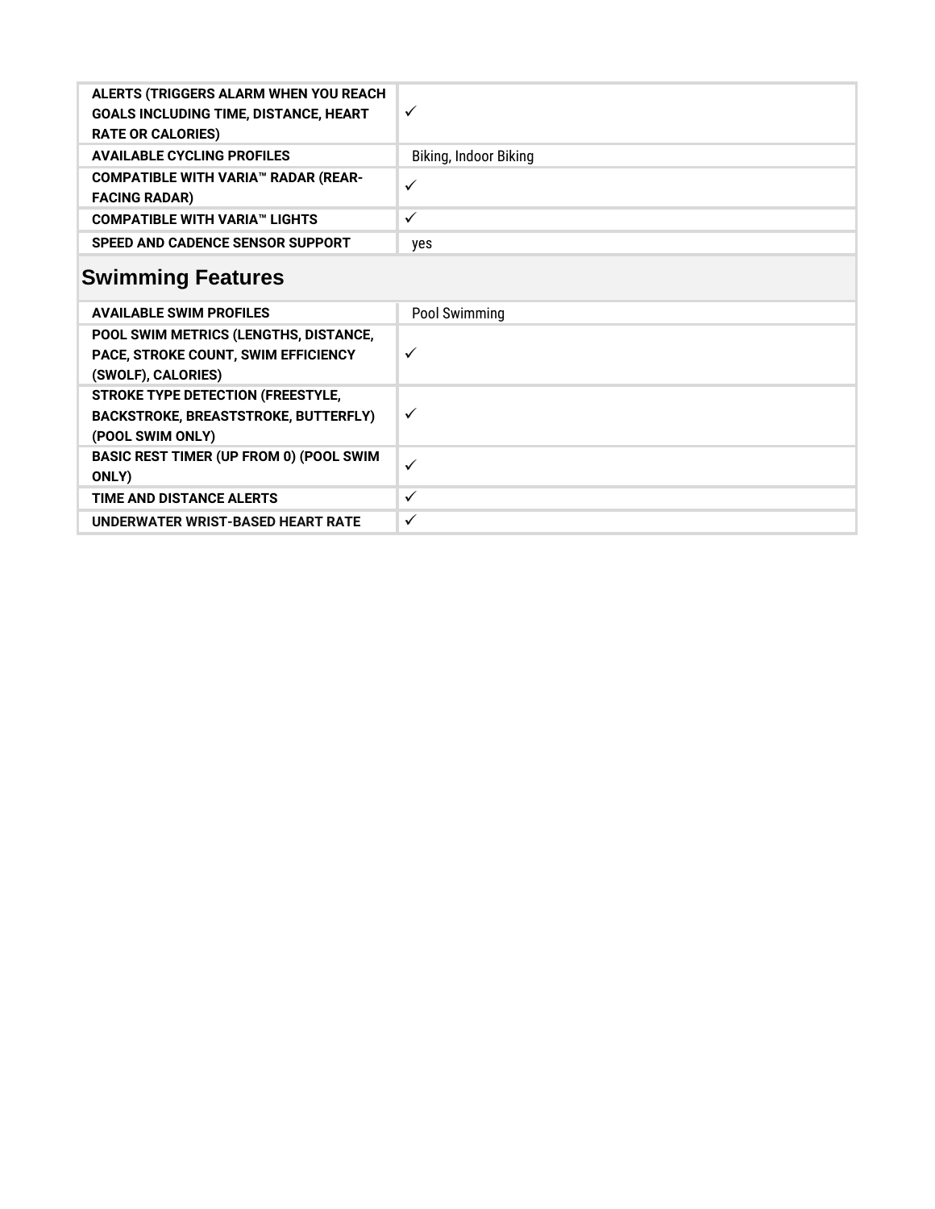| | |
|---|---|
| ALERTS (TRIGGERS ALARM WHEN YOU REACH GOALS INCLUDING TIME, DISTANCE, HEART RATE OR CALORIES) | ✓ |
| AVAILABLE CYCLING PROFILES | Biking, Indoor Biking |
| COMPATIBLE WITH VARIA™ RADAR (REAR-FACING RADAR) | ✓ |
| COMPATIBLE WITH VARIA™ LIGHTS | ✓ |
| SPEED AND CADENCE SENSOR SUPPORT | yes |

## Swimming Features

| | |
|---|---|
| AVAILABLE SWIM PROFILES | Pool Swimming |
| POOL SWIM METRICS (LENGTHS, DISTANCE, PACE, STROKE COUNT, SWIM EFFICIENCY (SWOLF), CALORIES) | ✓ |
| STROKE TYPE DETECTION (FREESTYLE, BACKSTROKE, BREASTSTROKE, BUTTERFLY) (POOL SWIM ONLY) | ✓ |
| BASIC REST TIMER (UP FROM 0) (POOL SWIM ONLY) | ✓ |
| TIME AND DISTANCE ALERTS | ✓ |
| UNDERWATER WRIST-BASED HEART RATE | ✓ |